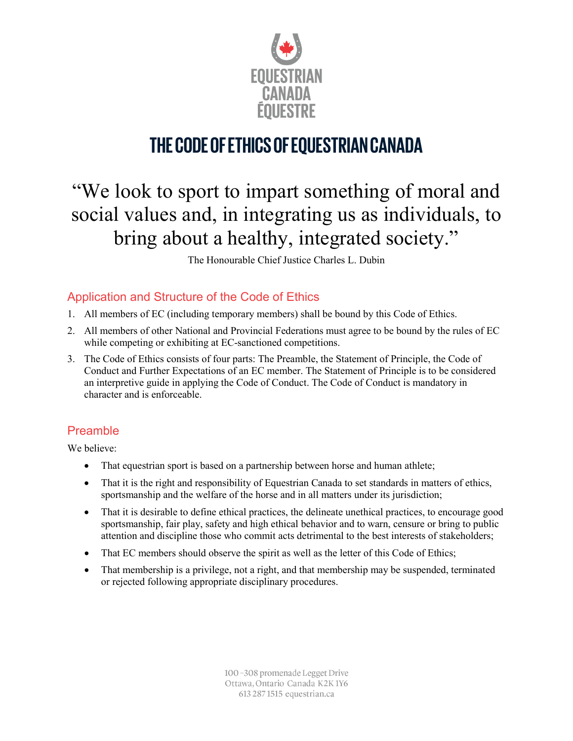EQUESTRIAN CANADA ÉQUESTRE

# THE CODE OF ETHICS OF EQUESTRIAN CANADA

“We look to sport to impart something of moral and social values and, in integrating us as individuals, to bring about a healthy, integrated society.”

The Honourable Chief Justice Charles L. Dubin

## Application and Structure of the Code of Ethics

1. All members of EC (including temporary members) shall be bound by this Code of Ethics.
2. All members of other National and Provincial Federations must agree to be bound by the rules of EC while competing or exhibiting at EC-sanctioned competitions.
3. The Code of Ethics consists of four parts: The Preamble, the Statement of Principle, the Code of Conduct and Further Expectations of an EC member. The Statement of Principle is to be considered an interpretive guide in applying the Code of Conduct. The Code of Conduct is mandatory in character and is enforceable.

## Preamble

We believe:

- That equestrian sport is based on a partnership between horse and human athlete;
- That it is the right and responsibility of Equestrian Canada to set standards in matters of ethics, sportsmanship and the welfare of the horse and in all matters under its jurisdiction;
- That it is desirable to define ethical practices, the delineate unethical practices, to encourage good sportsmanship, fair play, safety and high ethical behavior and to warn, censure or bring to public attention and discipline those who commit acts detrimental to the best interests of stakeholders;
- That EC members should observe the spirit as well as the letter of this Code of Ethics;
- That membership is a privilege, not a right, and that membership may be suspended, terminated or rejected following appropriate disciplinary procedures.

100 –308 promenade Legget Drive
Ottawa, Ontario Canada K2K 1Y6
613 287 1515 equestrian.ca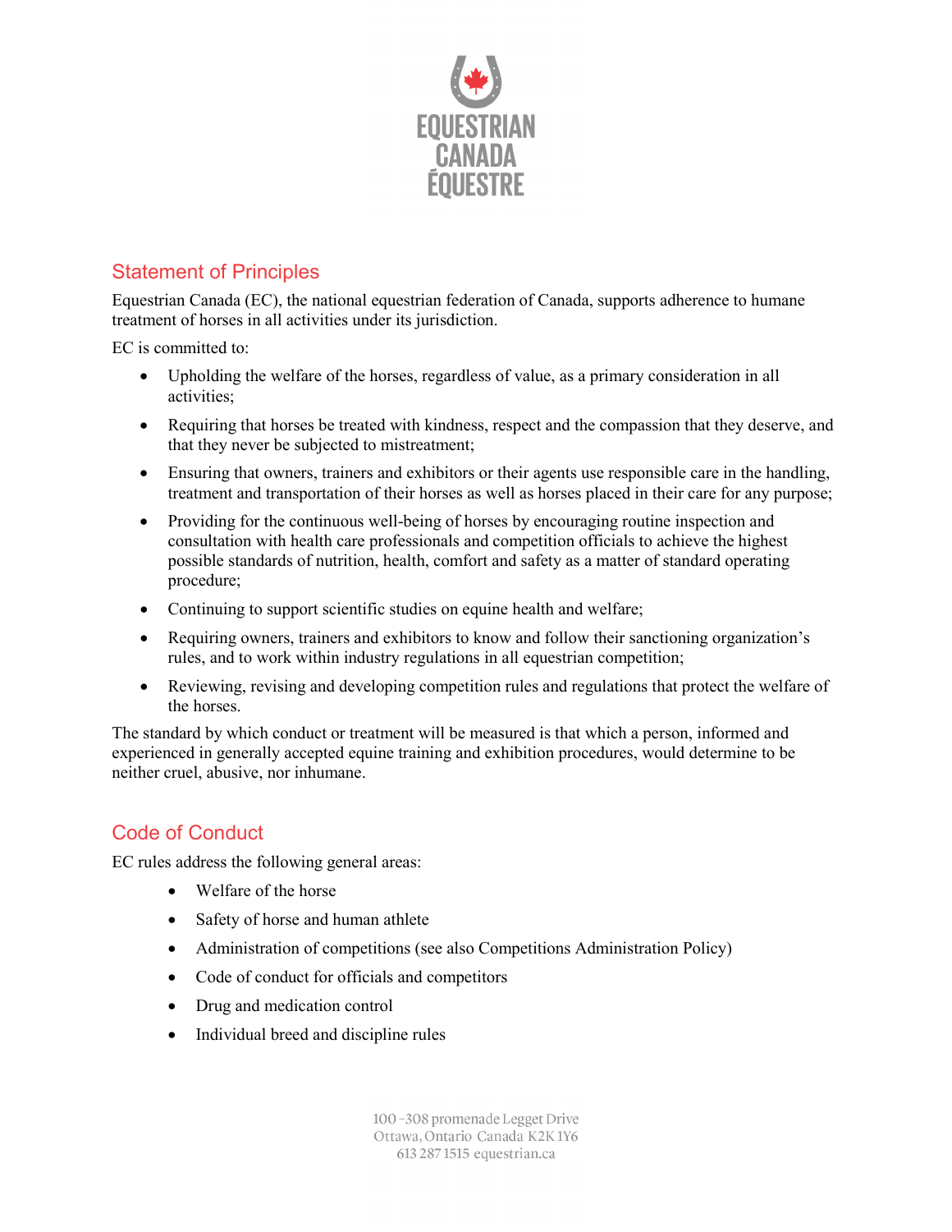## Statement of Principles

Equestrian Canada (EC), the national equestrian federation of Canada, supports adherence to humane treatment of horses in all activities under its jurisdiction.

EC is committed to:

- Upholding the welfare of the horses, regardless of value, as a primary consideration in all activities;
- Requiring that horses be treated with kindness, respect and the compassion that they deserve, and that they never be subjected to mistreatment;
- Ensuring that owners, trainers and exhibitors or their agents use responsible care in the handling, treatment and transportation of their horses as well as horses placed in their care for any purpose;
- Providing for the continuous well-being of horses by encouraging routine inspection and consultation with health care professionals and competition officials to achieve the highest possible standards of nutrition, health, comfort and safety as a matter of standard operating procedure;
- Continuing to support scientific studies on equine health and welfare;
- Requiring owners, trainers and exhibitors to know and follow their sanctioning organization's rules, and to work within industry regulations in all equestrian competition;
- Reviewing, revising and developing competition rules and regulations that protect the welfare of the horses.

The standard by which conduct or treatment will be measured is that which a person, informed and experienced in generally accepted equine training and exhibition procedures, would determine to be neither cruel, abusive, nor inhumane.

## Code of Conduct

EC rules address the following general areas:

- Welfare of the horse
- Safety of horse and human athlete
- Administration of competitions (see also Competitions Administration Policy)
- Code of conduct for officials and competitors
- Drug and medication control
- Individual breed and discipline rules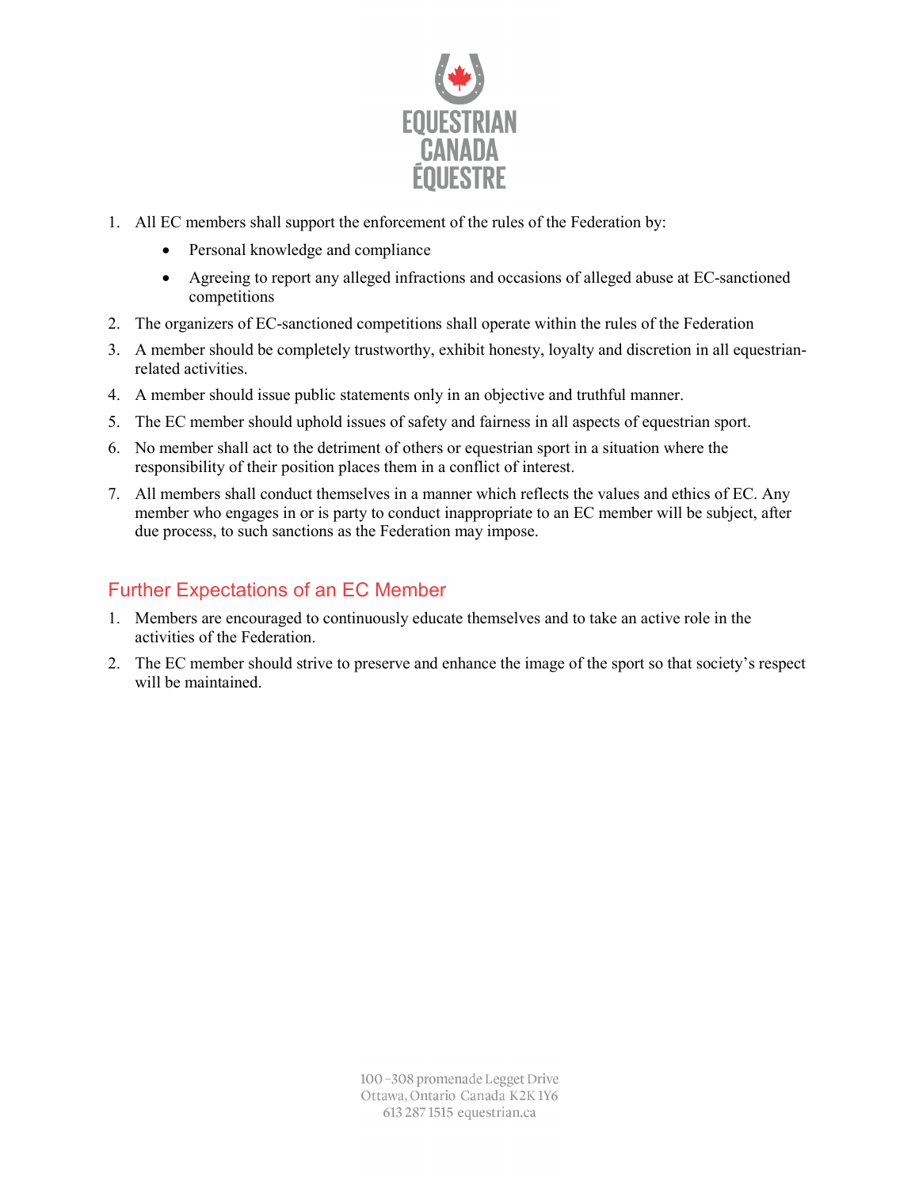1. All EC members shall support the enforcement of the rules of the Federation by:
    - Personal knowledge and compliance
    - Agreeing to report any alleged infractions and occasions of alleged abuse at EC-sanctioned competitions
2. The organizers of EC-sanctioned competitions shall operate within the rules of the Federation
3. A member should be completely trustworthy, exhibit honesty, loyalty and discretion in all equestrian-related activities.
4. A member should issue public statements only in an objective and truthful manner.
5. The EC member should uphold issues of safety and fairness in all aspects of equestrian sport.
6. No member shall act to the detriment of others or equestrian sport in a situation where the responsibility of their position places them in a conflict of interest.
7. All members shall conduct themselves in a manner which reflects the values and ethics of EC. Any member who engages in or is party to conduct inappropriate to an EC member will be subject, after due process, to such sanctions as the Federation may impose.

## Further Expectations of an EC Member

1. Members are encouraged to continuously educate themselves and to take an active role in the activities of the Federation.
2. The EC member should strive to preserve and enhance the image of the sport so that society's respect will be maintained.